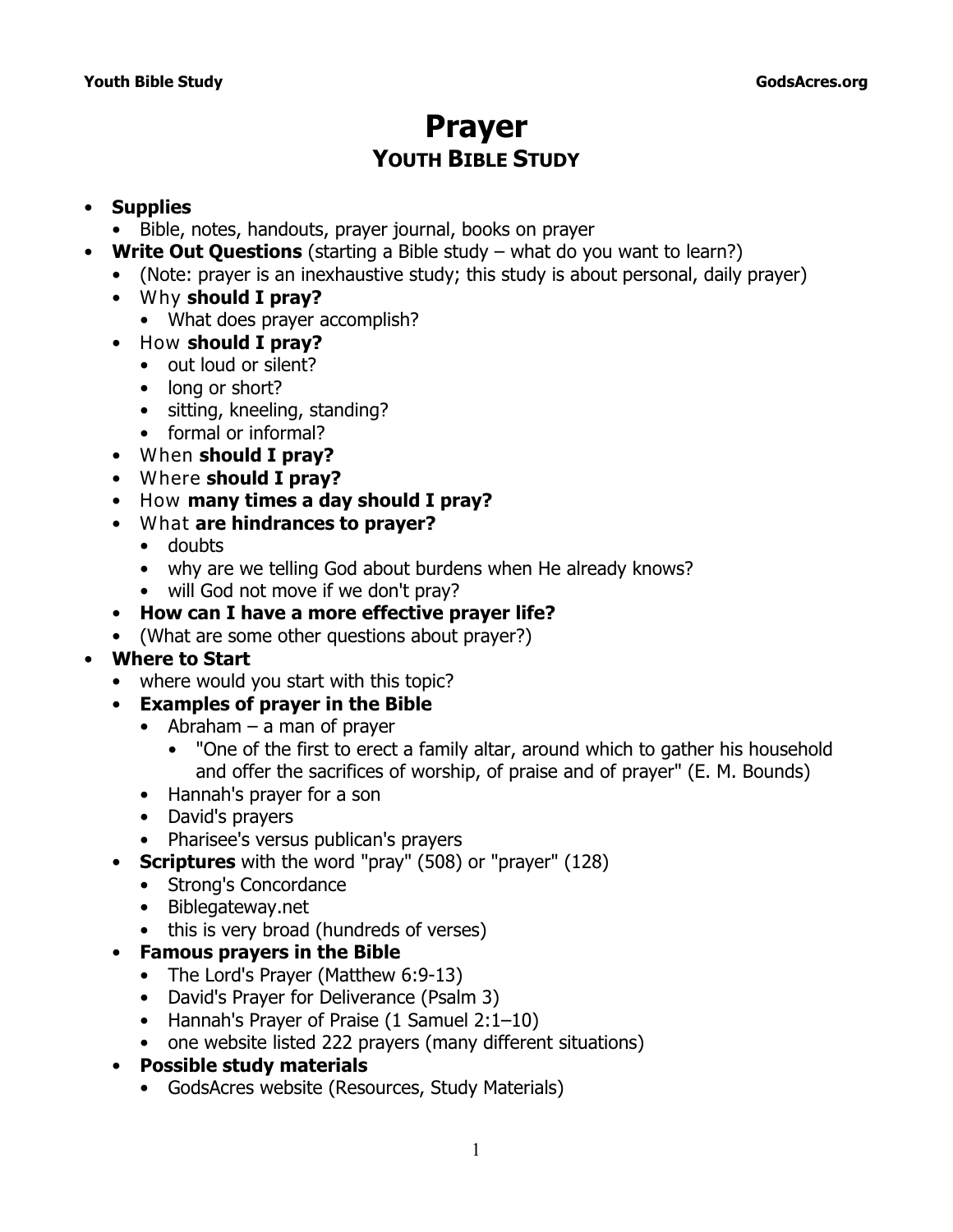# Prayer

## YOUTH BIBLE STUDY

- **Supplies**
  - Bible, notes, handouts, prayer journal, books on prayer
- **Write Out Questions** (starting a Bible study – what do you want to learn?)
  - (Note: prayer is an inexhaustive study; this study is about personal, daily prayer)
  - Why **should I pray?**
    - What does prayer accomplish?
  - How **should I pray?**
    - out loud or silent?
    - long or short?
    - sitting, kneeling, standing?
    - formal or informal?
  - When **should I pray?**
  - Where **should I pray?**
  - How **many times a day should I pray?**
  - What **are hindrances to prayer?**
    - doubts
    - why are we telling God about burdens when He already knows?
    - will God not move if we don't pray?
  - **How can I have a more effective prayer life?**
  - (What are some other questions about prayer?)
- **Where to Start**
  - where would you start with this topic?
  - **Examples of prayer in the Bible**
    - Abraham – a man of prayer
      - "One of the first to erect a family altar, around which to gather his household and offer the sacrifices of worship, of praise and of prayer" (E. M. Bounds)
    - Hannah's prayer for a son
    - David's prayers
    - Pharisee's versus publican's prayers
  - **Scriptures** with the word "pray" (508) or "prayer" (128)
    - Strong's Concordance
    - Biblegateway.net
    - this is very broad (hundreds of verses)
  - **Famous prayers in the Bible**
    - The Lord's Prayer (Matthew 6:9-13)
    - David's Prayer for Deliverance (Psalm 3)
    - Hannah's Prayer of Praise (1 Samuel 2:1–10)
    - one website listed 222 prayers (many different situations)
  - **Possible study materials**
    - GodsAcres website (Resources, Study Materials)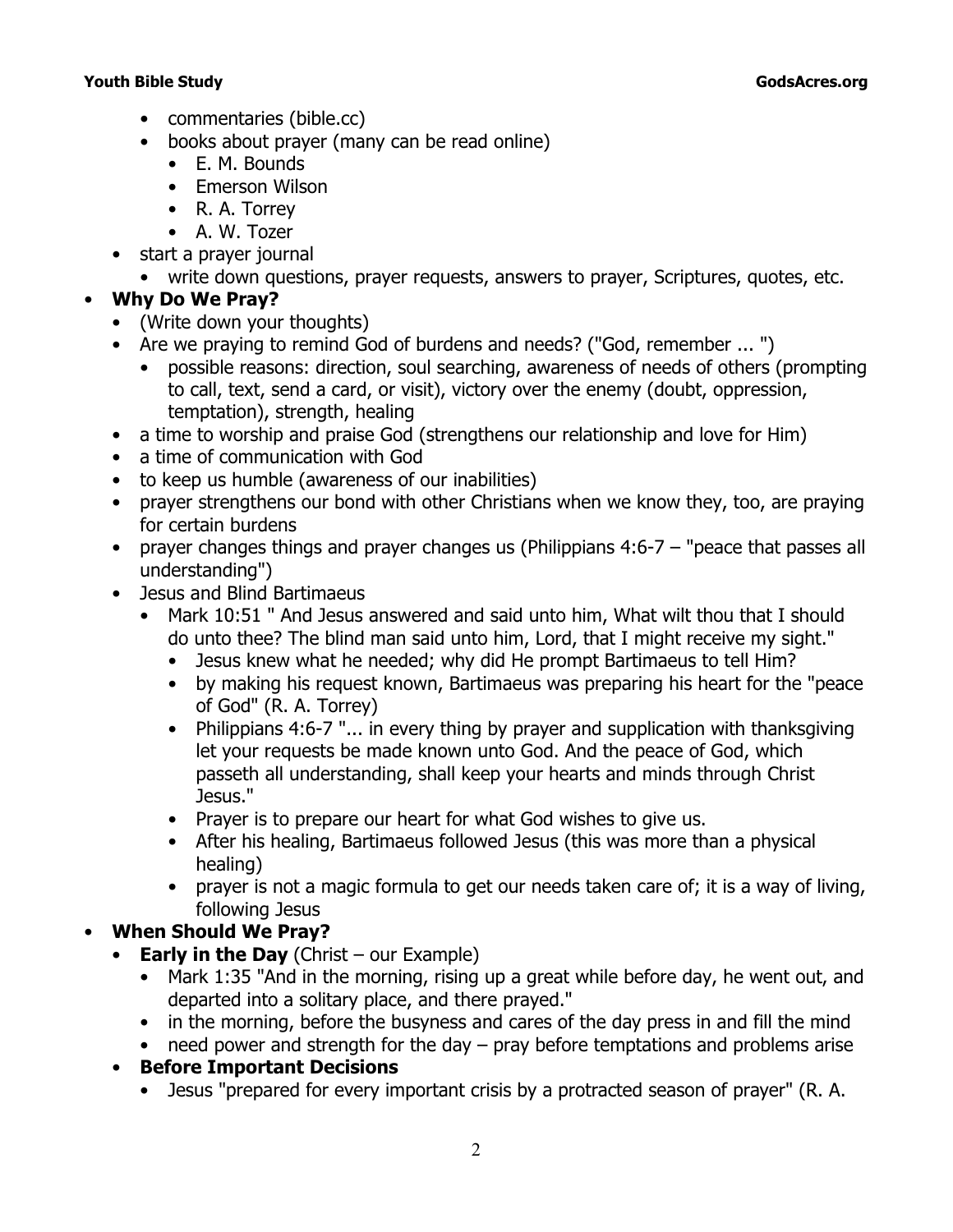- commentaries (bible.cc)
  - books about prayer (many can be read online)
    - E. M. Bounds
    - Emerson Wilson
    - R. A. Torrey
    - A. W. Tozer
- start a prayer journal
  - write down questions, prayer requests, answers to prayer, Scriptures, quotes, etc.

- **Why Do We Pray?**
  - (Write down your thoughts)
  - Are we praying to remind God of burdens and needs? ("God, remember ... ")
    - possible reasons: direction, soul searching, awareness of needs of others (prompting to call, text, send a card, or visit), victory over the enemy (doubt, oppression, temptation), strength, healing
  - a time to worship and praise God (strengthens our relationship and love for Him)
  - a time of communication with God
  - to keep us humble (awareness of our inabilities)
  - prayer strengthens our bond with other Christians when we know they, too, are praying for certain burdens
  - prayer changes things and prayer changes us (Philippians 4:6-7 – "peace that passes all understanding")
  - Jesus and Blind Bartimaeus
    - Mark 10:51 " And Jesus answered and said unto him, What wilt thou that I should do unto thee? The blind man said unto him, Lord, that I might receive my sight."
      - Jesus knew what he needed; why did He prompt Bartimaeus to tell Him?
      - by making his request known, Bartimaeus was preparing his heart for the "peace of God" (R. A. Torrey)
      - Philippians 4:6-7 "... in every thing by prayer and supplication with thanksgiving let your requests be made known unto God. And the peace of God, which passeth all understanding, shall keep your hearts and minds through Christ Jesus."
      - Prayer is to prepare our heart for what God wishes to give us.
      - After his healing, Bartimaeus followed Jesus (this was more than a physical healing)
      - prayer is not a magic formula to get our needs taken care of; it is a way of living, following Jesus

- **When Should We Pray?**
  - **Early in the Day** (Christ – our Example)
    - Mark 1:35 "And in the morning, rising up a great while before day, he went out, and departed into a solitary place, and there prayed."
    - in the morning, before the busyness and cares of the day press in and fill the mind
    - need power and strength for the day – pray before temptations and problems arise
  - **Before Important Decisions**
    - Jesus "prepared for every important crisis by a protracted season of prayer" (R. A.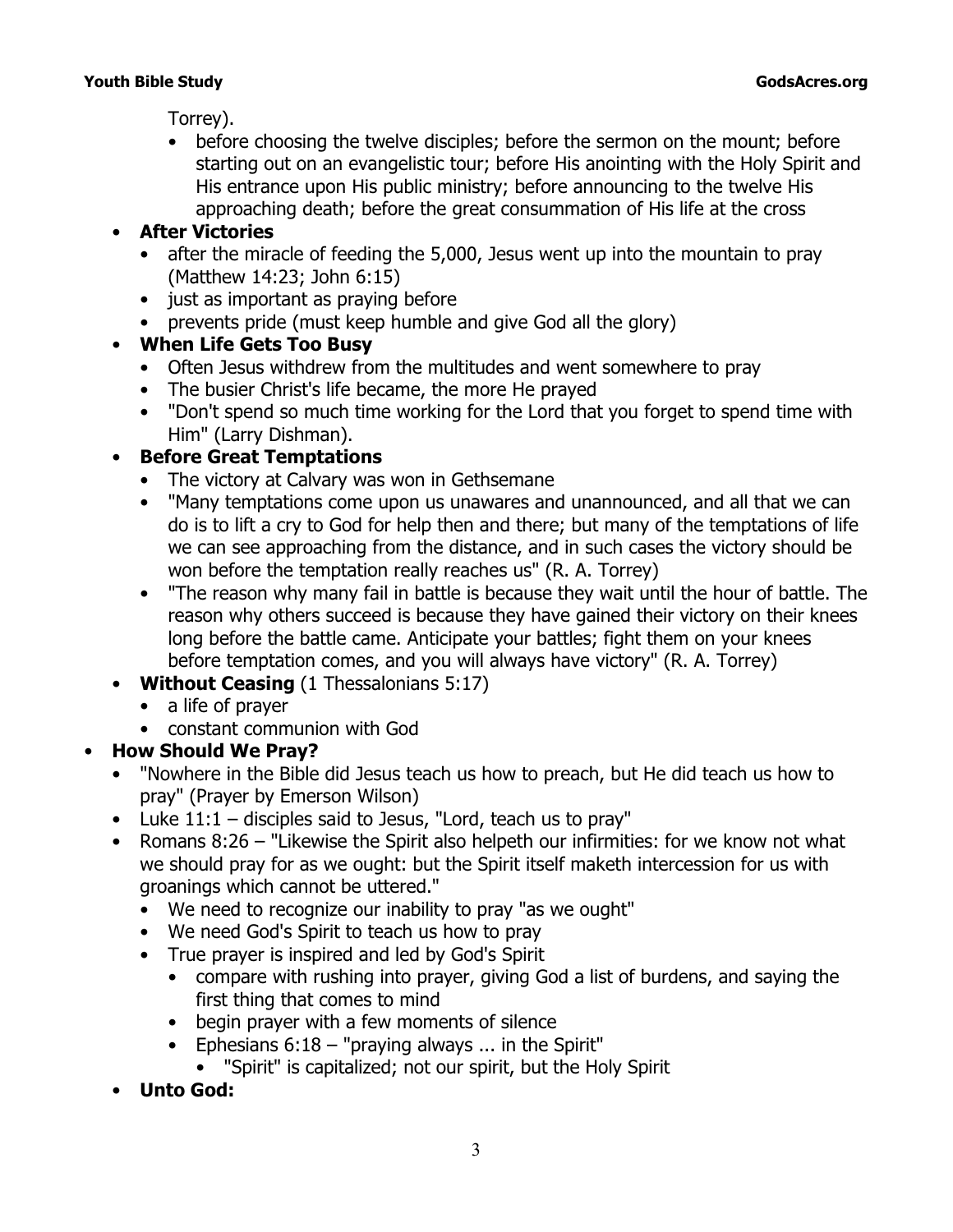Torrey).

  - before choosing the twelve disciples; before the sermon on the mount; before starting out on an evangelistic tour; before His anointing with the Holy Spirit and His entrance upon His public ministry; before announcing to the twelve His approaching death; before the great consummation of His life at the cross
- **After Victories**
  - after the miracle of feeding the 5,000, Jesus went up into the mountain to pray (Matthew 14:23; John 6:15)
  - just as important as praying before
  - prevents pride (must keep humble and give God all the glory)
- **When Life Gets Too Busy**
  - Often Jesus withdrew from the multitudes and went somewhere to pray
  - The busier Christ's life became, the more He prayed
  - "Don't spend so much time working for the Lord that you forget to spend time with Him" (Larry Dishman).
- **Before Great Temptations**
  - The victory at Calvary was won in Gethsemane
  - "Many temptations come upon us unawares and unannounced, and all that we can do is to lift a cry to God for help then and there; but many of the temptations of life we can see approaching from the distance, and in such cases the victory should be won before the temptation really reaches us" (R. A. Torrey)
  - "The reason why many fail in battle is because they wait until the hour of battle. The reason why others succeed is because they have gained their victory on their knees long before the battle came. Anticipate your battles; fight them on your knees before temptation comes, and you will always have victory" (R. A. Torrey)
- **Without Ceasing** (1 Thessalonians 5:17)
  - a life of prayer
  - constant communion with God

- **How Should We Pray?**
  - "Nowhere in the Bible did Jesus teach us how to preach, but He did teach us how to pray" (Prayer by Emerson Wilson)
  - Luke 11:1 – disciples said to Jesus, "Lord, teach us to pray"
  - Romans 8:26 – "Likewise the Spirit also helpeth our infirmities: for we know not what we should pray for as we ought: but the Spirit itself maketh intercession for us with groanings which cannot be uttered."
    - We need to recognize our inability to pray "as we ought"
    - We need God's Spirit to teach us how to pray
    - True prayer is inspired and led by God's Spirit
      - compare with rushing into prayer, giving God a list of burdens, and saying the first thing that comes to mind
      - begin prayer with a few moments of silence
      - Ephesians 6:18 – "praying always ... in the Spirit"
        - "Spirit" is capitalized; not our spirit, but the Holy Spirit
  - **Unto God:**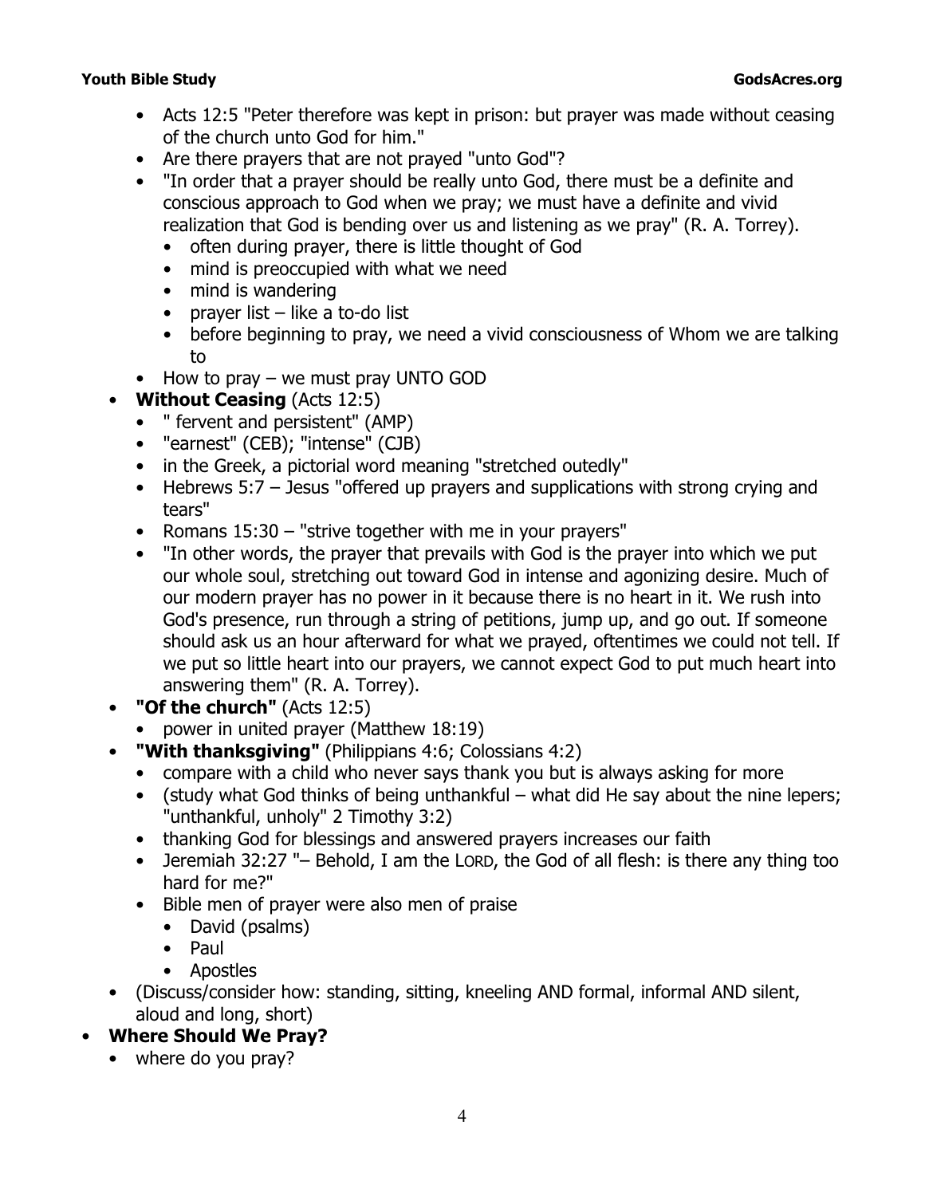- Acts 12:5 "Peter therefore was kept in prison: but prayer was made without ceasing of the church unto God for him."
- Are there prayers that are not prayed "unto God"?
- "In order that a prayer should be really unto God, there must be a definite and conscious approach to God when we pray; we must have a definite and vivid realization that God is bending over us and listening as we pray" (R. A. Torrey).
  - often during prayer, there is little thought of God
  - mind is preoccupied with what we need
  - mind is wandering
  - prayer list – like a to-do list
  - before beginning to pray, we need a vivid consciousness of Whom we are talking to
- How to pray – we must pray UNTO GOD

- **Without Ceasing** (Acts 12:5)
  - " fervent and persistent" (AMP)
  - "earnest" (CEB); "intense" (CJB)
  - in the Greek, a pictorial word meaning "stretched outedly"
  - Hebrews 5:7 – Jesus "offered up prayers and supplications with strong crying and tears"
  - Romans 15:30 – "strive together with me in your prayers"
  - "In other words, the prayer that prevails with God is the prayer into which we put our whole soul, stretching out toward God in intense and agonizing desire. Much of our modern prayer has no power in it because there is no heart in it. We rush into God's presence, run through a string of petitions, jump up, and go out. If someone should ask us an hour afterward for what we prayed, oftentimes we could not tell. If we put so little heart into our prayers, we cannot expect God to put much heart into answering them" (R. A. Torrey).
- **"Of the church"** (Acts 12:5)
  - power in united prayer (Matthew 18:19)
- **"With thanksgiving"** (Philippians 4:6; Colossians 4:2)
  - compare with a child who never says thank you but is always asking for more
  - (study what God thinks of being unthankful – what did He say about the nine lepers; "unthankful, unholy" 2 Timothy 3:2)
  - thanking God for blessings and answered prayers increases our faith
  - Jeremiah 32:27 "– Behold, I am the LORD, the God of all flesh: is there any thing too hard for me?"
  - Bible men of prayer were also men of praise
    - David (psalms)
    - Paul
    - Apostles
- (Discuss/consider how: standing, sitting, kneeling AND formal, informal AND silent, aloud and long, short)

- **Where Should We Pray?**
  - where do you pray?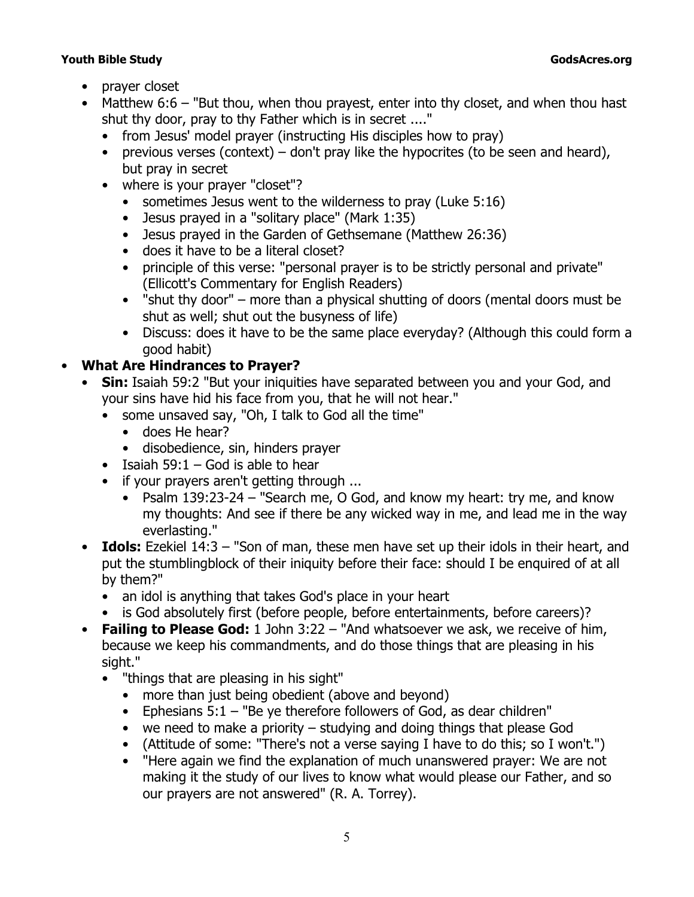- prayer closet
- Matthew 6:6 – "But thou, when thou prayest, enter into thy closet, and when thou hast shut thy door, pray to thy Father which is in secret ...."
  - from Jesus' model prayer (instructing His disciples how to pray)
  - previous verses (context) – don't pray like the hypocrites (to be seen and heard), but pray in secret
  - where is your prayer "closet"?
    - sometimes Jesus went to the wilderness to pray (Luke 5:16)
    - Jesus prayed in a "solitary place" (Mark 1:35)
    - Jesus prayed in the Garden of Gethsemane (Matthew 26:36)
    - does it have to be a literal closet?
    - principle of this verse: "personal prayer is to be strictly personal and private" (Ellicott's Commentary for English Readers)
    - "shut thy door" – more than a physical shutting of doors (mental doors must be shut as well; shut out the busyness of life)
    - Discuss: does it have to be the same place everyday? (Although this could form a good habit)
- **What Are Hindrances to Prayer?**
  - **Sin:** Isaiah 59:2 "But your iniquities have separated between you and your God, and your sins have hid his face from you, that he will not hear."
    - some unsaved say, "Oh, I talk to God all the time"
      - does He hear?
      - disobedience, sin, hinders prayer
    - Isaiah 59:1 – God is able to hear
    - if your prayers aren't getting through ...
      - Psalm 139:23-24 – "Search me, O God, and know my heart: try me, and know my thoughts: And see if there be any wicked way in me, and lead me in the way everlasting."
  - **Idols:** Ezekiel 14:3 – "Son of man, these men have set up their idols in their heart, and put the stumblingblock of their iniquity before their face: should I be enquired of at all by them?"
    - an idol is anything that takes God's place in your heart
    - is God absolutely first (before people, before entertainments, before careers)?
  - **Failing to Please God:** 1 John 3:22 – "And whatsoever we ask, we receive of him, because we keep his commandments, and do those things that are pleasing in his sight."
    - "things that are pleasing in his sight"
      - more than just being obedient (above and beyond)
      - Ephesians 5:1 – "Be ye therefore followers of God, as dear children"
      - we need to make a priority – studying and doing things that please God
      - (Attitude of some: "There's not a verse saying I have to do this; so I won't.")
      - "Here again we find the explanation of much unanswered prayer: We are not making it the study of our lives to know what would please our Father, and so our prayers are not answered" (R. A. Torrey).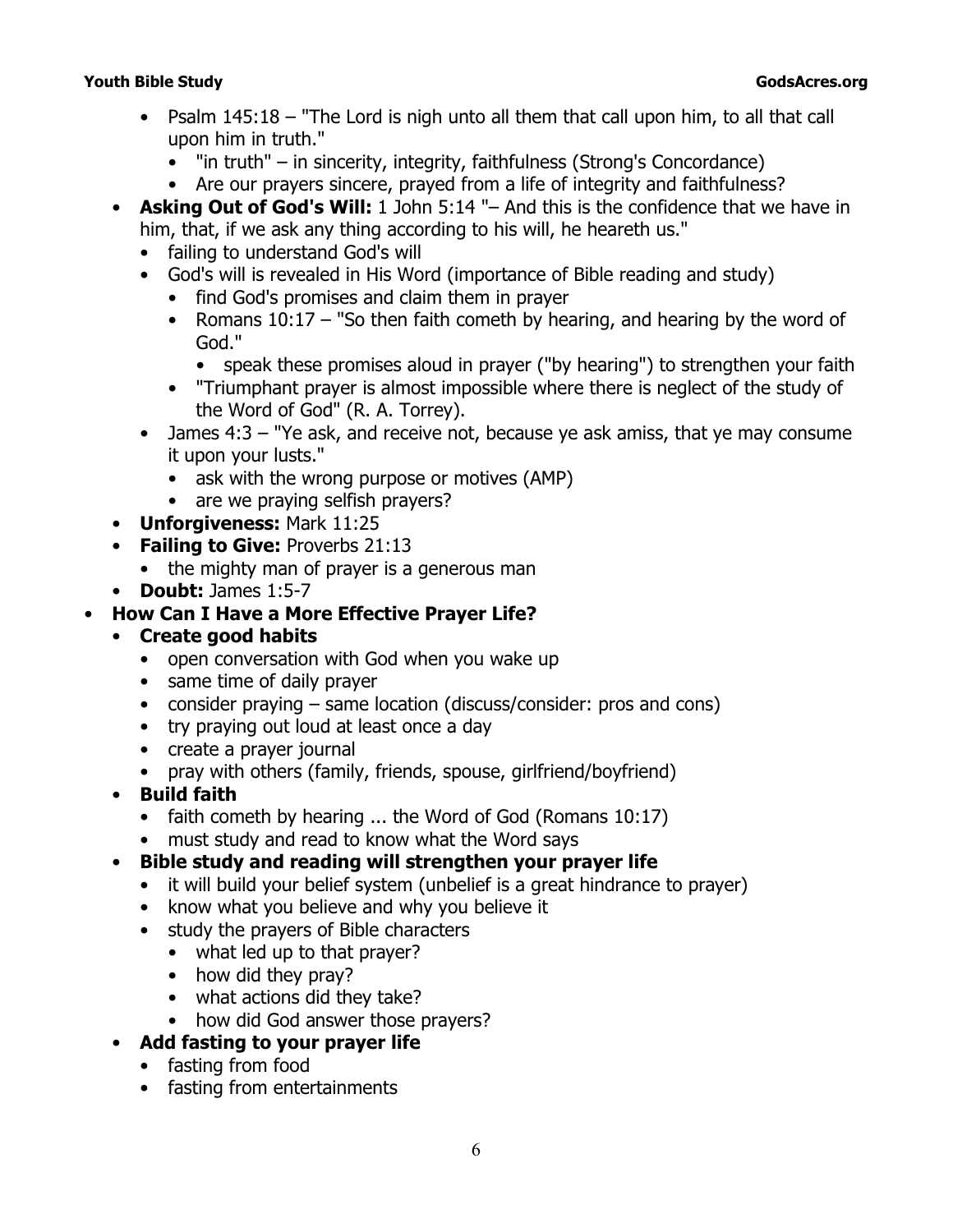- Psalm 145:18 – "The Lord is nigh unto all them that call upon him, to all that call upon him in truth."
  - "in truth" – in sincerity, integrity, faithfulness (Strong's Concordance)
  - Are our prayers sincere, prayed from a life of integrity and faithfulness?
- **Asking Out of God's Will:** 1 John 5:14 "– And this is the confidence that we have in him, that, if we ask any thing according to his will, he heareth us."
  - failing to understand God's will
  - God's will is revealed in His Word (importance of Bible reading and study)
    - find God's promises and claim them in prayer
    - Romans 10:17 – "So then faith cometh by hearing, and hearing by the word of God."
      - speak these promises aloud in prayer ("by hearing") to strengthen your faith
    - "Triumphant prayer is almost impossible where there is neglect of the study of the Word of God" (R. A. Torrey).
  - James 4:3 – "Ye ask, and receive not, because ye ask amiss, that ye may consume it upon your lusts."
    - ask with the wrong purpose or motives (AMP)
    - are we praying selfish prayers?
- **Unforgiveness:** Mark 11:25
- **Failing to Give:** Proverbs 21:13
  - the mighty man of prayer is a generous man
- **Doubt:** James 1:5-7

- **How Can I Have a More Effective Prayer Life?**
  - **Create good habits**
    - open conversation with God when you wake up
    - same time of daily prayer
    - consider praying – same location (discuss/consider: pros and cons)
    - try praying out loud at least once a day
    - create a prayer journal
    - pray with others (family, friends, spouse, girlfriend/boyfriend)
  - **Build faith**
    - faith cometh by hearing ... the Word of God (Romans 10:17)
    - must study and read to know what the Word says
  - **Bible study and reading will strengthen your prayer life**
    - it will build your belief system (unbelief is a great hindrance to prayer)
    - know what you believe and why you believe it
    - study the prayers of Bible characters
      - what led up to that prayer?
      - how did they pray?
      - what actions did they take?
      - how did God answer those prayers?
  - **Add fasting to your prayer life**
    - fasting from food
    - fasting from entertainments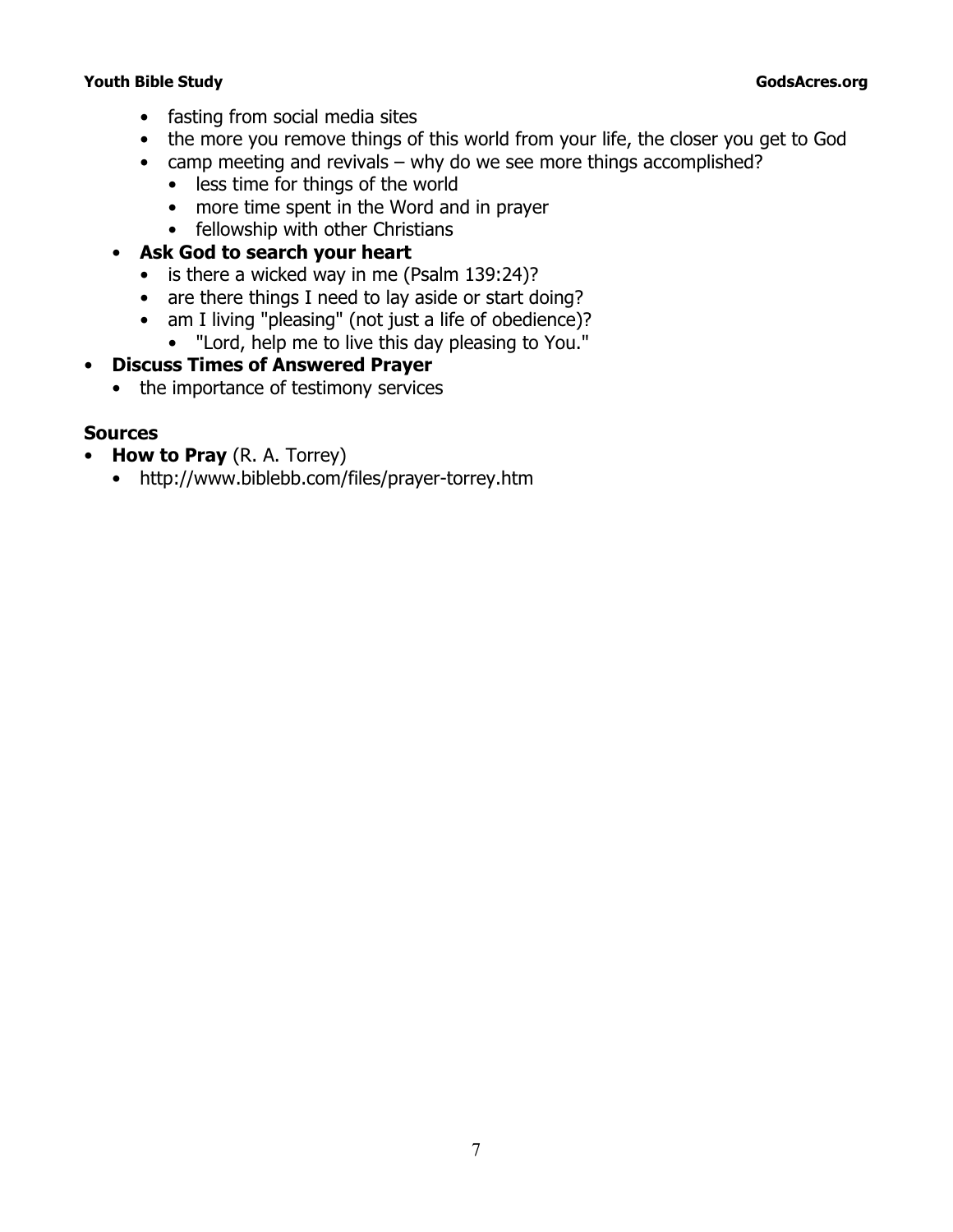- fasting from social media sites
- the more you remove things of this world from your life, the closer you get to God
- camp meeting and revivals – why do we see more things accomplished?
  - less time for things of the world
  - more time spent in the Word and in prayer
  - fellowship with other Christians
- **Ask God to search your heart**
  - is there a wicked way in me (Psalm 139:24)?
  - are there things I need to lay aside or start doing?
  - am I living "pleasing" (not just a life of obedience)?
    - "Lord, help me to live this day pleasing to You."

- **Discuss Times of Answered Prayer**
  - the importance of testimony services

## Sources

- **How to Pray** (R. A. Torrey)
  - http://www.biblebb.com/files/prayer-torrey.htm